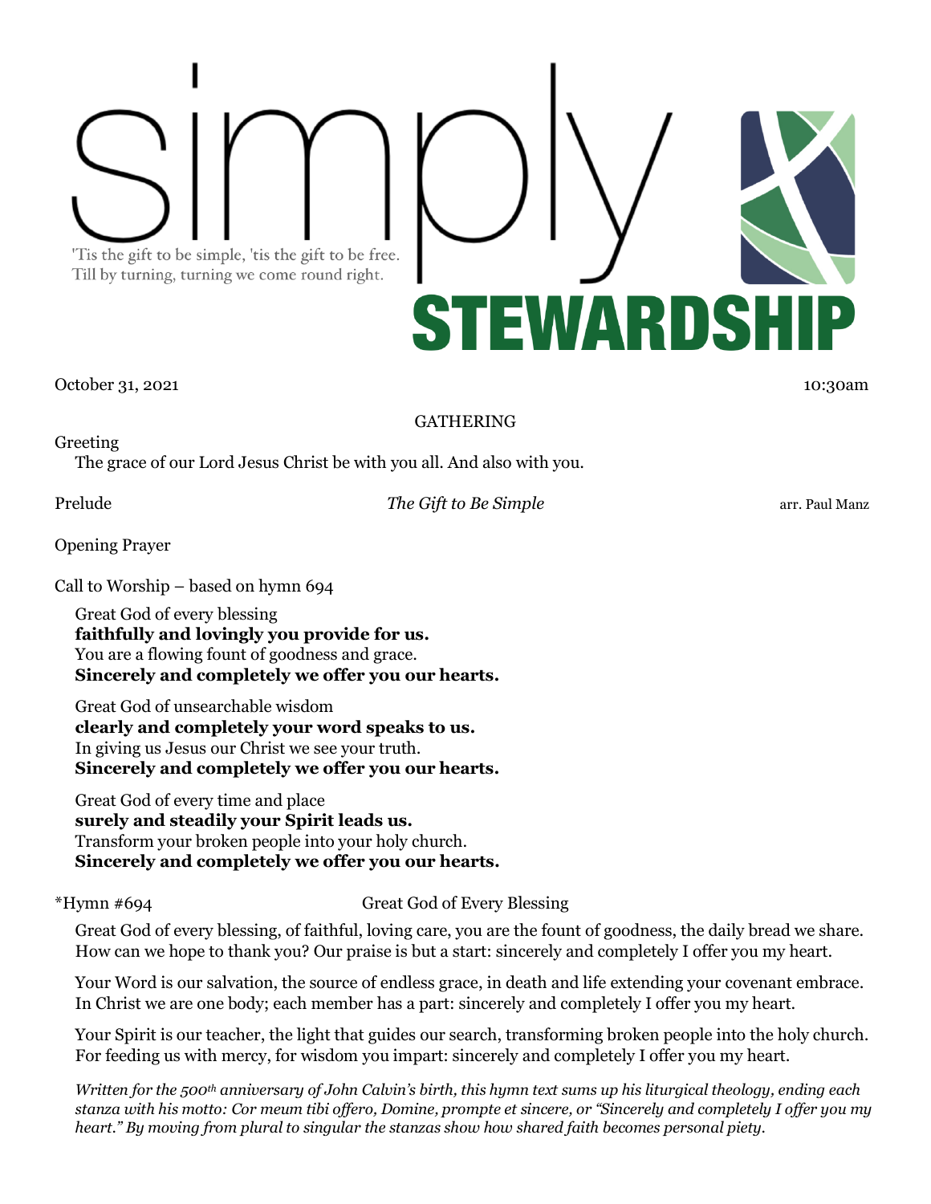# simply STEWARDSHIP

'Tis the gift to be simple, 'tis the gift to be free.
Till by turning, turning we come round right.

October 31, 2021 10:30am

## GATHERING

Greeting
The grace of our Lord Jesus Christ be with you all. And also with you.

Prelude *The Gift to Be Simple* arr. Paul Manz

Opening Prayer

Call to Worship – based on hymn 694

Great God of every blessing
**faithfully and lovingly you provide for us.**
You are a flowing fount of goodness and grace.
**Sincerely and completely we offer you our hearts.**

Great God of unsearchable wisdom
**clearly and completely your word speaks to us.**
In giving us Jesus our Christ we see your truth.
**Sincerely and completely we offer you our hearts.**

Great God of every time and place
**surely and steadily your Spirit leads us.**
Transform your broken people into your holy church.
**Sincerely and completely we offer you our hearts.**

*Hymn #694 Great God of Every Blessing

Great God of every blessing, of faithful, loving care, you are the fount of goodness, the daily bread we share. How can we hope to thank you? Our praise is but a start: sincerely and completely I offer you my heart.

Your Word is our salvation, the source of endless grace, in death and life extending your covenant embrace. In Christ we are one body; each member has a part: sincerely and completely I offer you my heart.

Your Spirit is our teacher, the light that guides our search, transforming broken people into the holy church. For feeding us with mercy, for wisdom you impart: sincerely and completely I offer you my heart.

*Written for the 500th anniversary of John Calvin's birth, this hymn text sums up his liturgical theology, ending each stanza with his motto: Cor meum tibi offero, Domine, prompte et sincere, or "Sincerely and completely I offer you my heart." By moving from plural to singular the stanzas show how shared faith becomes personal piety.*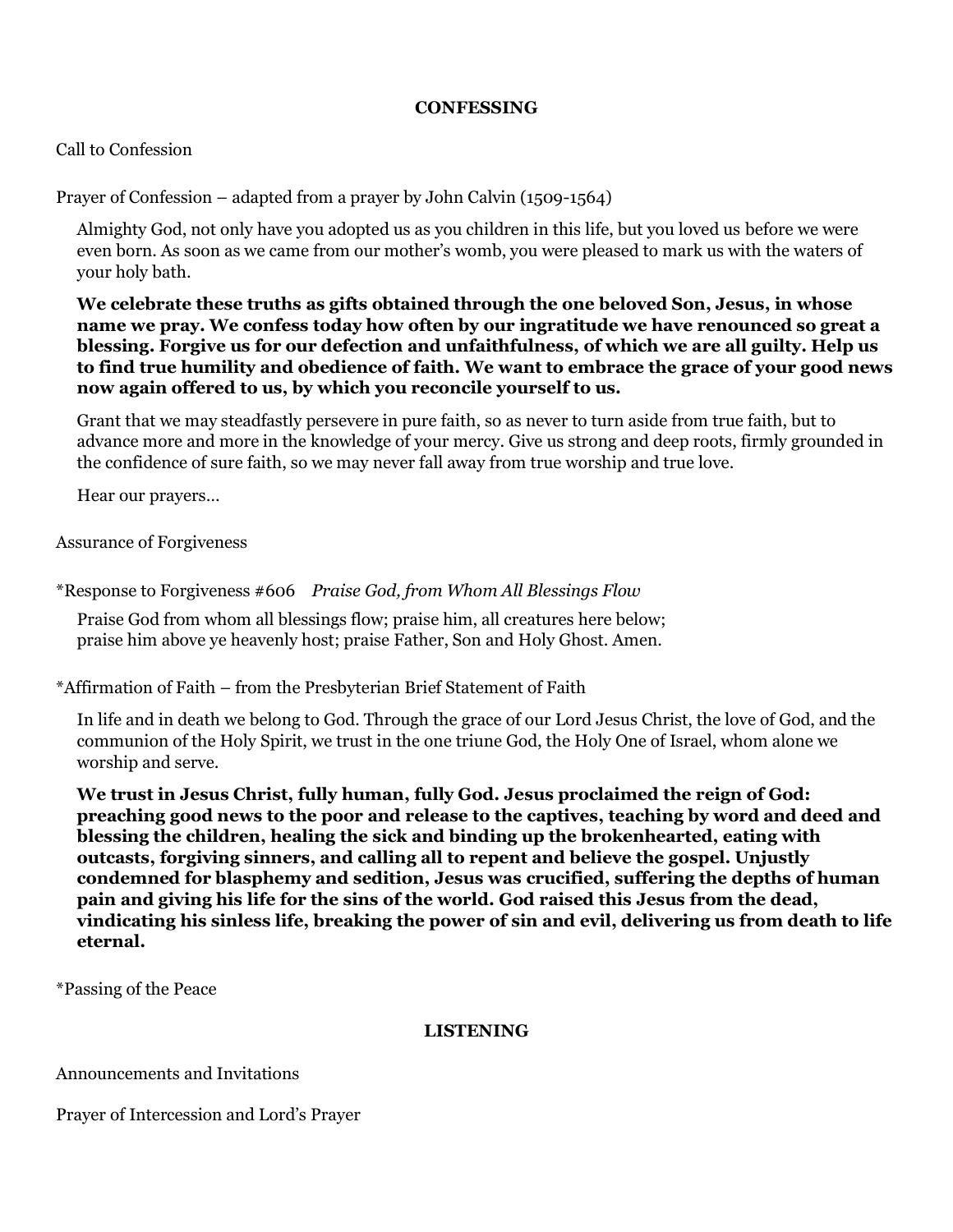## CONFESSING

Call to Confession

Prayer of Confession – adapted from a prayer by John Calvin (1509-1564)

Almighty God, not only have you adopted us as you children in this life, but you loved us before we were even born. As soon as we came from our mother's womb, you were pleased to mark us with the waters of your holy bath.

**We celebrate these truths as gifts obtained through the one beloved Son, Jesus, in whose name we pray. We confess today how often by our ingratitude we have renounced so great a blessing. Forgive us for our defection and unfaithfulness, of which we are all guilty. Help us to find true humility and obedience of faith. We want to embrace the grace of your good news now again offered to us, by which you reconcile yourself to us.**

Grant that we may steadfastly persevere in pure faith, so as never to turn aside from true faith, but to advance more and more in the knowledge of your mercy. Give us strong and deep roots, firmly grounded in the confidence of sure faith, so we may never fall away from true worship and true love.

Hear our prayers…

Assurance of Forgiveness

*Response to Forgiveness #606 *Praise God, from Whom All Blessings Flow*

Praise God from whom all blessings flow; praise him, all creatures here below;
praise him above ye heavenly host; praise Father, Son and Holy Ghost. Amen.

*Affirmation of Faith – from the Presbyterian Brief Statement of Faith

In life and in death we belong to God. Through the grace of our Lord Jesus Christ, the love of God, and the communion of the Holy Spirit, we trust in the one triune God, the Holy One of Israel, whom alone we worship and serve.

**We trust in Jesus Christ, fully human, fully God. Jesus proclaimed the reign of God: preaching good news to the poor and release to the captives, teaching by word and deed and blessing the children, healing the sick and binding up the brokenhearted, eating with outcasts, forgiving sinners, and calling all to repent and believe the gospel. Unjustly condemned for blasphemy and sedition, Jesus was crucified, suffering the depths of human pain and giving his life for the sins of the world. God raised this Jesus from the dead, vindicating his sinless life, breaking the power of sin and evil, delivering us from death to life eternal.**

*Passing of the Peace

## LISTENING

Announcements and Invitations

Prayer of Intercession and Lord's Prayer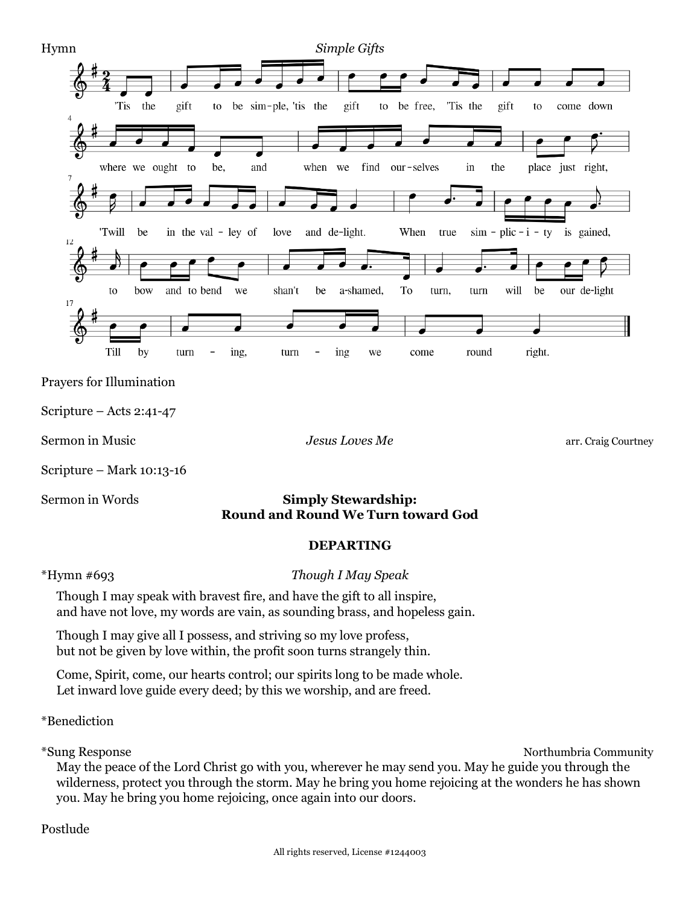Hymn *Simple Gifts*

'Tis the gift to be sim-ple, 'tis the gift to be free, 'Tis the gift to come down where we ought to be, and when we find our-selves in the place just right, 'Twill be in the val-ley of love and de-light. When true sim-plic-i-ty is gained, to bow and to bend we shan't be a-shamed, To turn, turn will be our de-light Till by turn-ing, turn-ing we come round right.

Prayers for Illumination

Scripture – Acts 2:41-47

Sermon in Music *Jesus Loves Me* arr. Craig Courtney

Scripture – Mark 10:13-16

Sermon in Words **Simply Stewardship: Round and Round We Turn toward God**

**DEPARTING**

*Hymn #693 *Though I May Speak*

Though I may speak with bravest fire, and have the gift to all inspire,
and have not love, my words are vain, as sounding brass, and hopeless gain.

Though I may give all I possess, and striving so my love profess,
but not be given by love within, the profit soon turns strangely thin.

Come, Spirit, come, our hearts control; our spirits long to be made whole.
Let inward love guide every deed; by this we worship, and are freed.

*Benediction

*Sung Response Northumbria Community

May the peace of the Lord Christ go with you, wherever he may send you. May he guide you through the wilderness, protect you through the storm. May he bring you home rejoicing at the wonders he has shown you. May he bring you home rejoicing, once again into our doors.

Postlude

All rights reserved, License #1244003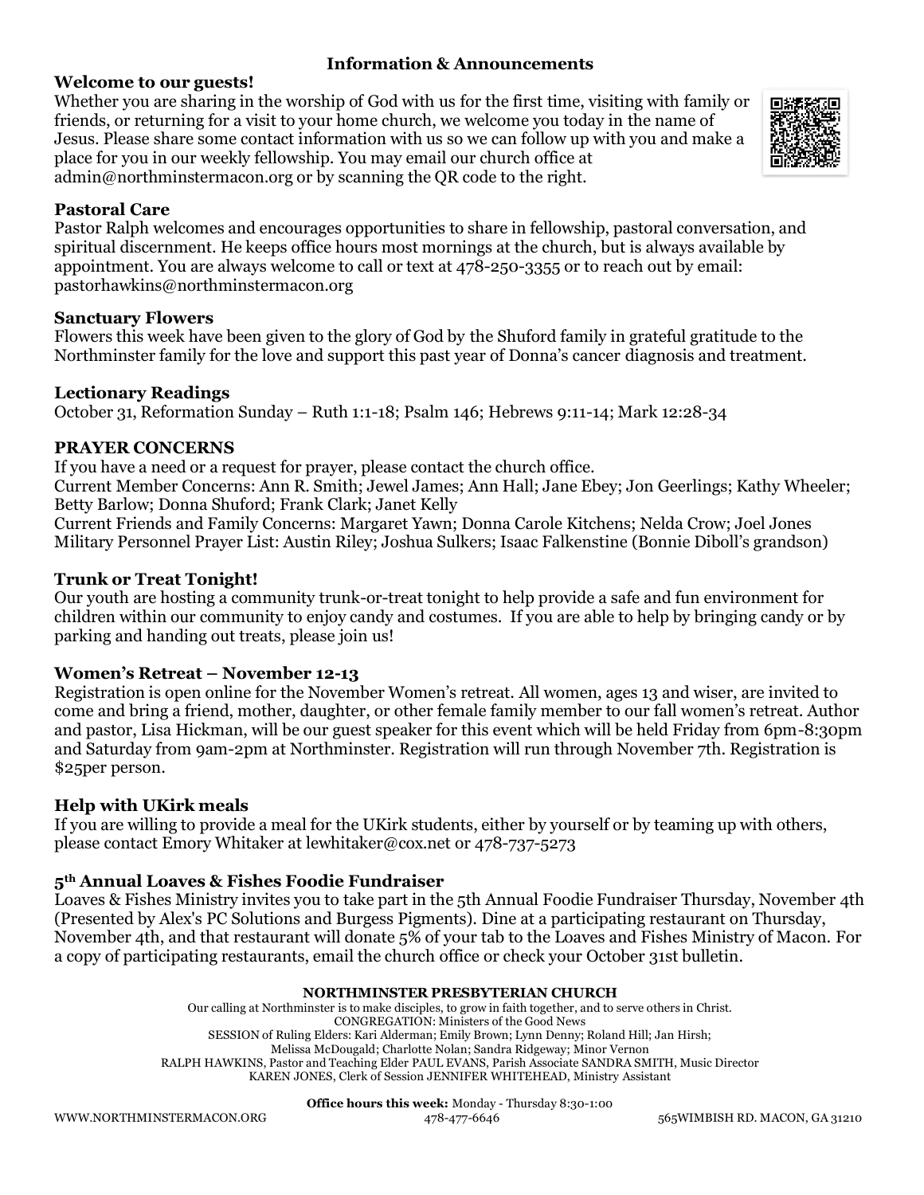## Information & Announcements

### Welcome to our guests!

Whether you are sharing in the worship of God with us for the first time, visiting with family or friends, or returning for a visit to your home church, we welcome you today in the name of Jesus. Please share some contact information with us so we can follow up with you and make a place for you in our weekly fellowship. You may email our church office at admin@northminstermacon.org or by scanning the QR code to the right.

### Pastoral Care

Pastor Ralph welcomes and encourages opportunities to share in fellowship, pastoral conversation, and spiritual discernment. He keeps office hours most mornings at the church, but is always available by appointment. You are always welcome to call or text at 478-250-3355 or to reach out by email: pastorhawkins@northminstermacon.org

### Sanctuary Flowers

Flowers this week have been given to the glory of God by the Shuford family in grateful gratitude to the Northminster family for the love and support this past year of Donna's cancer diagnosis and treatment.

### Lectionary Readings

October 31, Reformation Sunday – Ruth 1:1-18; Psalm 146; Hebrews 9:11-14; Mark 12:28-34

### PRAYER CONCERNS

If you have a need or a request for prayer, please contact the church office.
Current Member Concerns: Ann R. Smith; Jewel James; Ann Hall; Jane Ebey; Jon Geerlings; Kathy Wheeler; Betty Barlow; Donna Shuford; Frank Clark; Janet Kelly
Current Friends and Family Concerns: Margaret Yawn; Donna Carole Kitchens; Nelda Crow; Joel Jones
Military Personnel Prayer List: Austin Riley; Joshua Sulkers; Isaac Falkenstine (Bonnie Diboll's grandson)

### Trunk or Treat Tonight!

Our youth are hosting a community trunk-or-treat tonight to help provide a safe and fun environment for children within our community to enjoy candy and costumes. If you are able to help by bringing candy or by parking and handing out treats, please join us!

### Women's Retreat – November 12-13

Registration is open online for the November Women's retreat. All women, ages 13 and wiser, are invited to come and bring a friend, mother, daughter, or other female family member to our fall women's retreat. Author and pastor, Lisa Hickman, will be our guest speaker for this event which will be held Friday from 6pm-8:30pm and Saturday from 9am-2pm at Northminster. Registration will run through November 7th. Registration is $25per person.

### Help with UKirk meals

If you are willing to provide a meal for the UKirk students, either by yourself or by teaming up with others, please contact Emory Whitaker at lewhitaker@cox.net or 478-737-5273

### 5th Annual Loaves & Fishes Foodie Fundraiser

Loaves & Fishes Ministry invites you to take part in the 5th Annual Foodie Fundraiser Thursday, November 4th (Presented by Alex's PC Solutions and Burgess Pigments). Dine at a participating restaurant on Thursday, November 4th, and that restaurant will donate 5% of your tab to the Loaves and Fishes Ministry of Macon. For a copy of participating restaurants, email the church office or check your October 31st bulletin.

**NORTHMINSTER PRESBYTERIAN CHURCH**

Our calling at Northminster is to make disciples, to grow in faith together, and to serve others in Christ.
CONGREGATION: Ministers of the Good News
SESSION of Ruling Elders: Kari Alderman; Emily Brown; Lynn Denny; Roland Hill; Jan Hirsh; Melissa McDougald; Charlotte Nolan; Sandra Ridgeway; Minor Vernon
RALPH HAWKINS, Pastor and Teaching Elder PAUL EVANS, Parish Associate SANDRA SMITH, Music Director
KAREN JONES, Clerk of Session JENNIFER WHITEHEAD, Ministry Assistant

**Office hours this week:** Monday - Thursday 8:30-1:00

WWW.NORTHMINSTERMACON.ORG 478-477-6646 565WIMBISH RD. MACON, GA 31210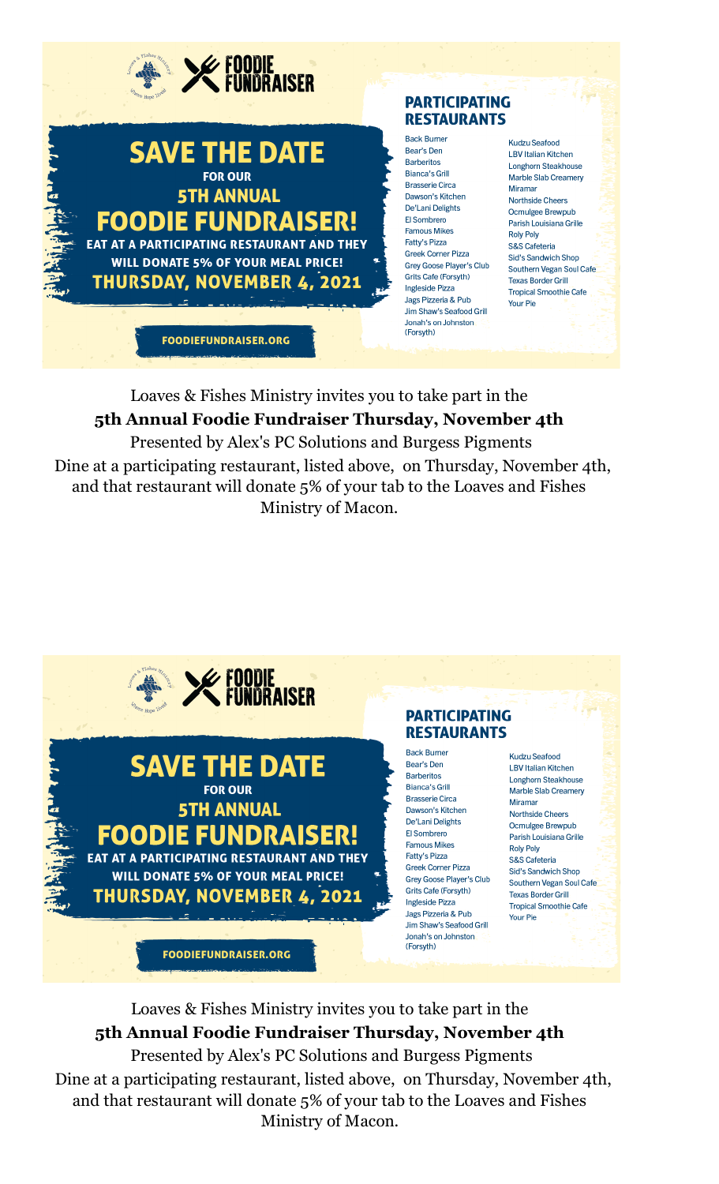FOODIE FUNDRAISER

# SAVE THE DATE

FOR OUR

## 5TH ANNUAL FOODIE FUNDRAISER!

EAT AT A PARTICIPATING RESTAURANT AND THEY WILL DONATE 5% OF YOUR MEAL PRICE!

THURSDAY, NOVEMBER 4, 2021

FOODIEFUNDRAISER.ORG

## PARTICIPATING RESTAURANTS

- Back Burner
- Bear's Den
- Barberitos
- Bianca's Grill
- Brasserie Circa
- Dawson's Kitchen
- De'Lani Delights
- El Sombrero
- Famous Mikes
- Fatty's Pizza
- Greek Corner Pizza
- Grey Goose Player's Club
- Grits Cafe (Forsyth)
- Ingleside Pizza
- Jags Pizzeria & Pub
- Jim Shaw's Seafood Grill
- Jonah's on Johnston (Forsyth)
- Kudzu Seafood
- LBV Italian Kitchen
- Longhorn Steakhouse
- Marble Slab Creamery
- Miramar
- Northside Cheers
- Ocmulgee Brewpub
- Parish Louisiana Grille
- Roly Poly
- S&S Cafeteria
- Sid's Sandwich Shop
- Southern Vegan Soul Cafe
- Texas Border Grill
- Tropical Smoothie Cafe
- Your Pie

Loaves & Fishes Ministry invites you to take part in the
**5th Annual Foodie Fundraiser Thursday, November 4th**
Presented by Alex's PC Solutions and Burgess Pigments
Dine at a participating restaurant, listed above, on Thursday, November 4th, and that restaurant will donate 5% of your tab to the Loaves and Fishes Ministry of Macon.

FOODIE FUNDRAISER

# SAVE THE DATE

FOR OUR

## 5TH ANNUAL FOODIE FUNDRAISER!

EAT AT A PARTICIPATING RESTAURANT AND THEY WILL DONATE 5% OF YOUR MEAL PRICE!

THURSDAY, NOVEMBER 4, 2021

FOODIEFUNDRAISER.ORG

## PARTICIPATING RESTAURANTS

- Back Burner
- Bear's Den
- Barberitos
- Bianca's Grill
- Brasserie Circa
- Dawson's Kitchen
- De'Lani Delights
- El Sombrero
- Famous Mikes
- Fatty's Pizza
- Greek Corner Pizza
- Grey Goose Player's Club
- Grits Cafe (Forsyth)
- Ingleside Pizza
- Jags Pizzeria & Pub
- Jim Shaw's Seafood Grill
- Jonah's on Johnston (Forsyth)
- Kudzu Seafood
- LBV Italian Kitchen
- Longhorn Steakhouse
- Marble Slab Creamery
- Miramar
- Northside Cheers
- Ocmulgee Brewpub
- Parish Louisiana Grille
- Roly Poly
- S&S Cafeteria
- Sid's Sandwich Shop
- Southern Vegan Soul Cafe
- Texas Border Grill
- Tropical Smoothie Cafe
- Your Pie

Loaves & Fishes Ministry invites you to take part in the
**5th Annual Foodie Fundraiser Thursday, November 4th**
Presented by Alex's PC Solutions and Burgess Pigments
Dine at a participating restaurant, listed above, on Thursday, November 4th, and that restaurant will donate 5% of your tab to the Loaves and Fishes Ministry of Macon.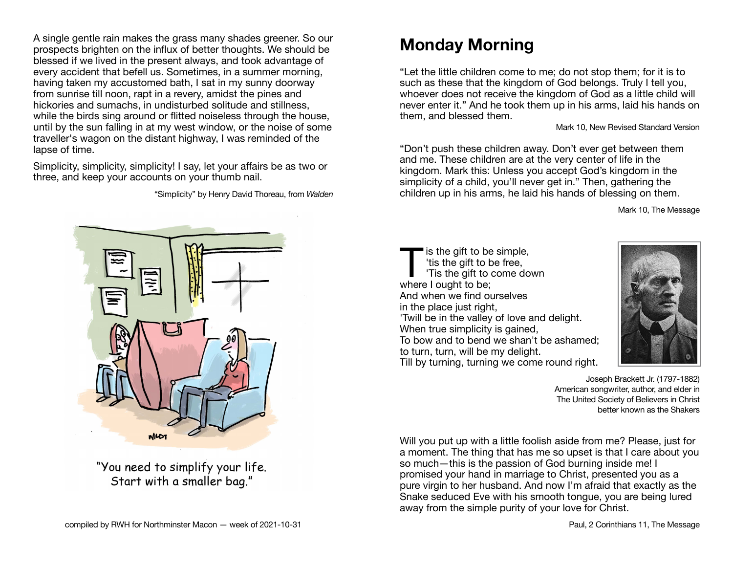A single gentle rain makes the grass many shades greener. So our prospects brighten on the influx of better thoughts. We should be blessed if we lived in the present always, and took advantage of every accident that befell us. Sometimes, in a summer morning, having taken my accustomed bath, I sat in my sunny doorway from sunrise till noon, rapt in a revery, amidst the pines and hickories and sumachs, in undisturbed solitude and stillness, while the birds sing around or flitted noiseless through the house, until by the sun falling in at my west window, or the noise of some traveller's wagon on the distant highway, I was reminded of the lapse of time.

Simplicity, simplicity, simplicity! I say, let your affairs be as two or three, and keep your accounts on your thumb nail.

"Simplicity" by Henry David Thoreau, from *Walden*

"You need to simplify your life. Start with a smaller bag."

compiled by RWH for Northminster Macon — week of 2021-10-31

# Monday Morning

"Let the little children come to me; do not stop them; for it is to such as these that the kingdom of God belongs. Truly I tell you, whoever does not receive the kingdom of God as a little child will never enter it." And he took them up in his arms, laid his hands on them, and blessed them.

Mark 10, New Revised Standard Version

"Don't push these children away. Don't ever get between them and me. These children are at the very center of life in the kingdom. Mark this: Unless you accept God's kingdom in the simplicity of a child, you'll never get in." Then, gathering the children up in his arms, he laid his hands of blessing on them.

Mark 10, The Message

'Tis the gift to be simple,  
'tis the gift to be free,  
'Tis the gift to come down  
where I ought to be;  
And when we find ourselves  
in the place just right,  
'Twill be in the valley of love and delight.  
When true simplicity is gained,  
To bow and to bend we shan't be ashamed;  
to turn, turn, will be my delight.  
Till by turning, turning we come round right.

Joseph Brackett Jr. (1797-1882)  
American songwriter, author, and elder in  
The United Society of Believers in Christ  
better known as the Shakers

Will you put up with a little foolish aside from me? Please, just for a moment. The thing that has me so upset is that I care about you so much—this is the passion of God burning inside me! I promised your hand in marriage to Christ, presented you as a pure virgin to her husband. And now I'm afraid that exactly as the Snake seduced Eve with his smooth tongue, you are being lured away from the simple purity of your love for Christ.

Paul, 2 Corinthians 11, The Message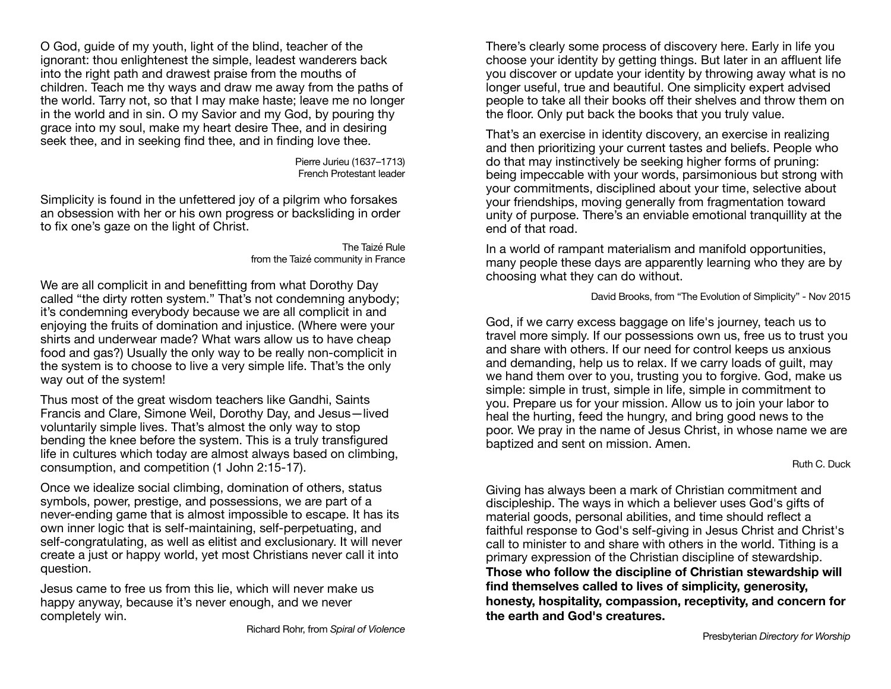O God, guide of my youth, light of the blind, teacher of the ignorant: thou enlightenest the simple, leadest wanderers back into the right path and drawest praise from the mouths of children. Teach me thy ways and draw me away from the paths of the world. Tarry not, so that I may make haste; leave me no longer in the world and in sin. O my Savior and my God, by pouring thy grace into my soul, make my heart desire Thee, and in desiring seek thee, and in seeking find thee, and in finding love thee.

Pierre Jurieu (1637–1713)
French Protestant leader

Simplicity is found in the unfettered joy of a pilgrim who forsakes an obsession with her or his own progress or backsliding in order to fix one's gaze on the light of Christ.

The Taizé Rule
from the Taizé community in France

We are all complicit in and benefitting from what Dorothy Day called "the dirty rotten system." That's not condemning anybody; it's condemning everybody because we are all complicit in and enjoying the fruits of domination and injustice. (Where were your shirts and underwear made? What wars allow us to have cheap food and gas?) Usually the only way to be really non-complicit in the system is to choose to live a very simple life. That's the only way out of the system!

Thus most of the great wisdom teachers like Gandhi, Saints Francis and Clare, Simone Weil, Dorothy Day, and Jesus—lived voluntarily simple lives. That's almost the only way to stop bending the knee before the system. This is a truly transfigured life in cultures which today are almost always based on climbing, consumption, and competition (1 John 2:15-17).

Once we idealize social climbing, domination of others, status symbols, power, prestige, and possessions, we are part of a never-ending game that is almost impossible to escape. It has its own inner logic that is self-maintaining, self-perpetuating, and self-congratulating, as well as elitist and exclusionary. It will never create a just or happy world, yet most Christians never call it into question.

Jesus came to free us from this lie, which will never make us happy anyway, because it's never enough, and we never completely win.

Richard Rohr, from *Spiral of Violence*

There's clearly some process of discovery here. Early in life you choose your identity by getting things. But later in an affluent life you discover or update your identity by throwing away what is no longer useful, true and beautiful. One simplicity expert advised people to take all their books off their shelves and throw them on the floor. Only put back the books that you truly value.

That's an exercise in identity discovery, an exercise in realizing and then prioritizing your current tastes and beliefs. People who do that may instinctively be seeking higher forms of pruning: being impeccable with your words, parsimonious but strong with your commitments, disciplined about your time, selective about your friendships, moving generally from fragmentation toward unity of purpose. There's an enviable emotional tranquillity at the end of that road.

In a world of rampant materialism and manifold opportunities, many people these days are apparently learning who they are by choosing what they can do without.

David Brooks, from "The Evolution of Simplicity" - Nov 2015

God, if we carry excess baggage on life's journey, teach us to travel more simply. If our possessions own us, free us to trust you and share with others. If our need for control keeps us anxious and demanding, help us to relax. If we carry loads of guilt, may we hand them over to you, trusting you to forgive. God, make us simple: simple in trust, simple in life, simple in commitment to you. Prepare us for your mission. Allow us to join your labor to heal the hurting, feed the hungry, and bring good news to the poor. We pray in the name of Jesus Christ, in whose name we are baptized and sent on mission. Amen.

Ruth C. Duck

Giving has always been a mark of Christian commitment and discipleship. The ways in which a believer uses God's gifts of material goods, personal abilities, and time should reflect a faithful response to God's self-giving in Jesus Christ and Christ's call to minister to and share with others in the world. Tithing is a primary expression of the Christian discipline of stewardship. **Those who follow the discipline of Christian stewardship will find themselves called to lives of simplicity, generosity, honesty, hospitality, compassion, receptivity, and concern for the earth and God's creatures.**

Presbyterian *Directory for Worship*